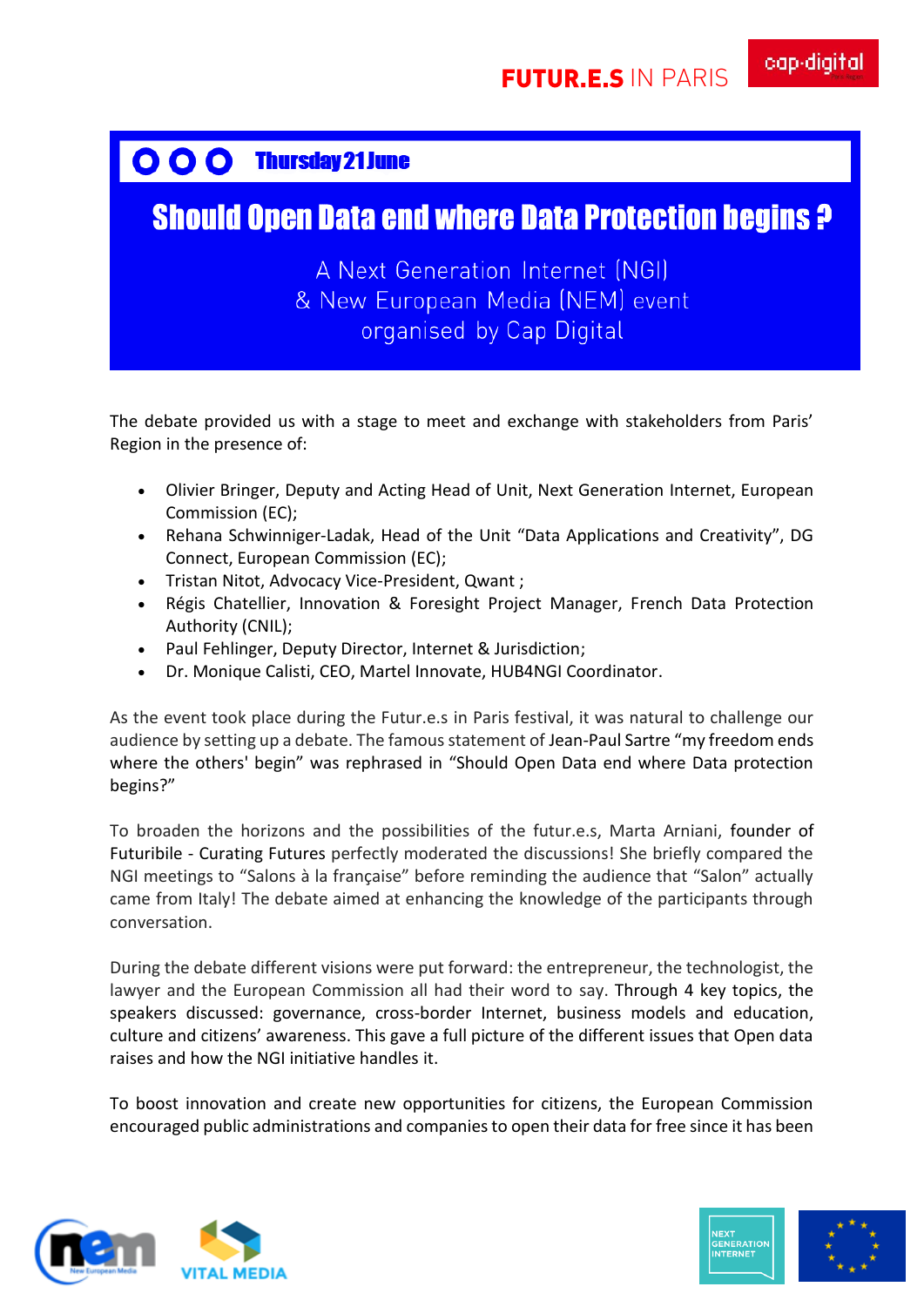FUTUR.E.S IN PARIS

Thursday 21 June

# Should Open Data end where Data Protection begins ?

A Next Generation Internet (NGI)
& New European Media (NEM) event
organised by Cap Digital

The debate provided us with a stage to meet and exchange with stakeholders from Paris' Region in the presence of:

- Olivier Bringer, Deputy and Acting Head of Unit, Next Generation Internet, European Commission (EC);
- Rehana Schwinniger-Ladak, Head of the Unit "Data Applications and Creativity", DG Connect, European Commission (EC);
- Tristan Nitot, Advocacy Vice-President, Qwant ;
- Régis Chatellier, Innovation & Foresight Project Manager, French Data Protection Authority (CNIL);
- Paul Fehlinger, Deputy Director, Internet & Jurisdiction;
- Dr. Monique Calisti, CEO, Martel Innovate, HUB4NGI Coordinator.

As the event took place during the Futur.e.s in Paris festival, it was natural to challenge our audience by setting up a debate. The famous statement of Jean-Paul Sartre "my freedom ends where the others' begin" was rephrased in "Should Open Data end where Data protection begins?"

To broaden the horizons and the possibilities of the futur.e.s, Marta Arniani, founder of Futuribile - Curating Futures perfectly moderated the discussions! She briefly compared the NGI meetings to "Salons à la française" before reminding the audience that "Salon" actually came from Italy! The debate aimed at enhancing the knowledge of the participants through conversation.

During the debate different visions were put forward: the entrepreneur, the technologist, the lawyer and the European Commission all had their word to say. Through 4 key topics, the speakers discussed: governance, cross-border Internet, business models and education, culture and citizens' awareness. This gave a full picture of the different issues that Open data raises and how the NGI initiative handles it.

To boost innovation and create new opportunities for citizens, the European Commission encouraged public administrations and companies to open their data for free since it has been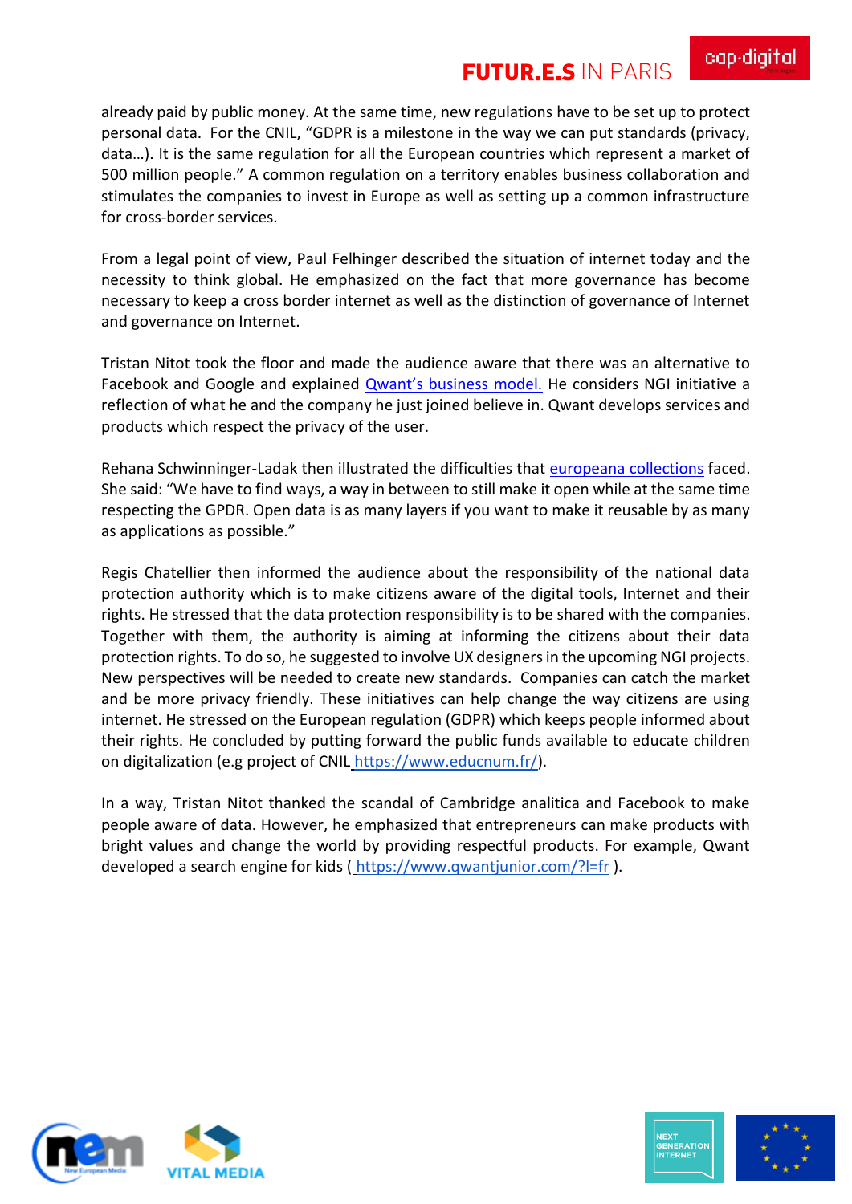already paid by public money. At the same time, new regulations have to be set up to protect personal data. For the CNIL, "GDPR is a milestone in the way we can put standards (privacy, data…). It is the same regulation for all the European countries which represent a market of 500 million people." A common regulation on a territory enables business collaboration and stimulates the companies to invest in Europe as well as setting up a common infrastructure for cross-border services.

From a legal point of view, Paul Felhinger described the situation of internet today and the necessity to think global. He emphasized on the fact that more governance has become necessary to keep a cross border internet as well as the distinction of governance of Internet and governance on Internet.

Tristan Nitot took the floor and made the audience aware that there was an alternative to Facebook and Google and explained [Qwant's business model.] He considers NGI initiative a reflection of what he and the company he just joined believe in. Qwant develops services and products which respect the privacy of the user.

Rehana Schwinninger-Ladak then illustrated the difficulties that [europeana collections] faced. She said: "We have to find ways, a way in between to still make it open while at the same time respecting the GPDR. Open data is as many layers if you want to make it reusable by as many as applications as possible."

Regis Chatellier then informed the audience about the responsibility of the national data protection authority which is to make citizens aware of the digital tools, Internet and their rights. He stressed that the data protection responsibility is to be shared with the companies. Together with them, the authority is aiming at informing the citizens about their data protection rights. To do so, he suggested to involve UX designers in the upcoming NGI projects. New perspectives will be needed to create new standards. Companies can catch the market and be more privacy friendly. These initiatives can help change the way citizens are using internet. He stressed on the European regulation (GDPR) which keeps people informed about their rights. He concluded by putting forward the public funds available to educate children on digitalization (e.g project of CNIL https://www.educnum.fr/).

In a way, Tristan Nitot thanked the scandal of Cambridge analitica and Facebook to make people aware of data. However, he emphasized that entrepreneurs can make products with bright values and change the world by providing respectful products. For example, Qwant developed a search engine for kids ( https://www.qwantjunior.com/?l=fr ).